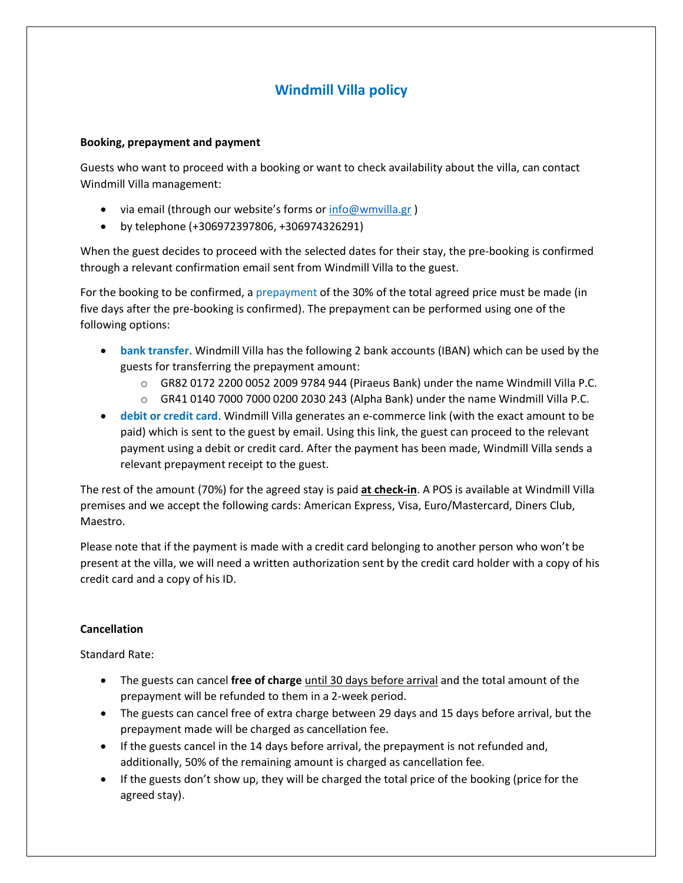# Windmill Villa policy

**Booking, prepayment and payment**

Guests who want to proceed with a booking or want to check availability about the villa, can contact Windmill Villa management:

- via email (through our website's forms or info@wmvilla.gr )
- by telephone (+306972397806, +306974326291)

When the guest decides to proceed with the selected dates for their stay, the pre-booking is confirmed through a relevant confirmation email sent from Windmill Villa to the guest.

For the booking to be confirmed, a prepayment of the 30% of the total agreed price must be made (in five days after the pre-booking is confirmed). The prepayment can be performed using one of the following options:

- **bank transfer**. Windmill Villa has the following 2 bank accounts (IBAN) which can be used by the guests for transferring the prepayment amount:
  - GR82 0172 2200 0052 2009 9784 944 (Piraeus Bank) under the name Windmill Villa P.C.
  - GR41 0140 7000 7000 0200 2030 243 (Alpha Bank) under the name Windmill Villa P.C.
- **debit or credit card**. Windmill Villa generates an e-commerce link (with the exact amount to be paid) which is sent to the guest by email. Using this link, the guest can proceed to the relevant payment using a debit or credit card. After the payment has been made, Windmill Villa sends a relevant prepayment receipt to the guest.

The rest of the amount (70%) for the agreed stay is paid **at check-in**. A POS is available at Windmill Villa premises and we accept the following cards: American Express, Visa, Euro/Mastercard, Diners Club, Maestro.

Please note that if the payment is made with a credit card belonging to another person who won't be present at the villa, we will need a written authorization sent by the credit card holder with a copy of his credit card and a copy of his ID.

**Cancellation**

Standard Rate:

- The guests can cancel **free of charge** until 30 days before arrival and the total amount of the prepayment will be refunded to them in a 2-week period.
- The guests can cancel free of extra charge between 29 days and 15 days before arrival, but the prepayment made will be charged as cancellation fee.
- If the guests cancel in the 14 days before arrival, the prepayment is not refunded and, additionally, 50% of the remaining amount is charged as cancellation fee.
- If the guests don't show up, they will be charged the total price of the booking (price for the agreed stay).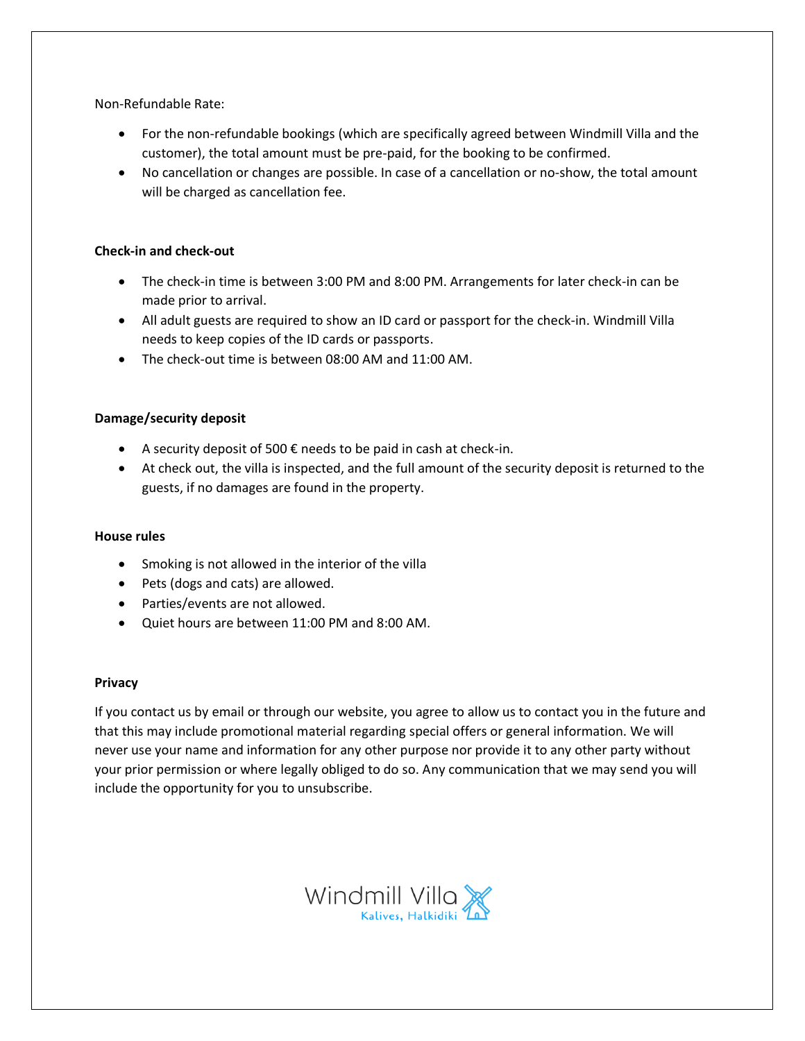Non-Refundable Rate:

- For the non-refundable bookings (which are specifically agreed between Windmill Villa and the customer), the total amount must be pre-paid, for the booking to be confirmed.
- No cancellation or changes are possible. In case of a cancellation or no-show, the total amount will be charged as cancellation fee.

**Check-in and check-out**

- The check-in time is between 3:00 PM and 8:00 PM. Arrangements for later check-in can be made prior to arrival.
- All adult guests are required to show an ID card or passport for the check-in. Windmill Villa needs to keep copies of the ID cards or passports.
- The check-out time is between 08:00 AM and 11:00 AM.

**Damage/security deposit**

- A security deposit of 500 € needs to be paid in cash at check-in.
- At check out, the villa is inspected, and the full amount of the security deposit is returned to the guests, if no damages are found in the property.

**House rules**

- Smoking is not allowed in the interior of the villa
- Pets (dogs and cats) are allowed.
- Parties/events are not allowed.
- Quiet hours are between 11:00 PM and 8:00 AM.

**Privacy**

If you contact us by email or through our website, you agree to allow us to contact you in the future and that this may include promotional material regarding special offers or general information. We will never use your name and information for any other purpose nor provide it to any other party without your prior permission or where legally obliged to do so. Any communication that we may send you will include the opportunity for you to unsubscribe.

Windmill Villa
Kalives, Halkidiki